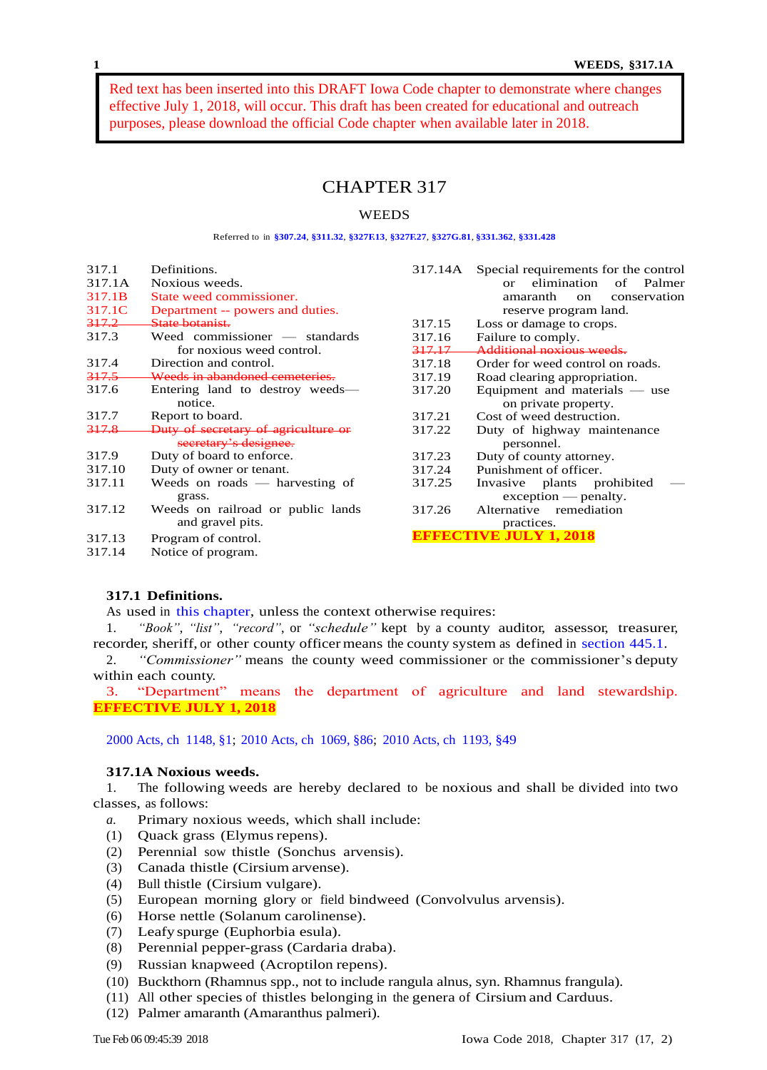Red text has been inserted into this DRAFT Iowa Code chapter to demonstrate where changes effective July 1, 2018, will occur. This draft has been created for educational and outreach purposes, please download the official Code chapter when available later in 2018.

# CHAPTER 317

## WEEDS

Referred to in §307.24, §311.32, §327E13, §327E27, §327G.81, §331.362, §331.428

| | |
|---|---|
| 317.1 | Definitions. |
| 317.1A | Noxious weeds. |
| 317.1B | State weed commissioner. |
| 317.1C | Department -- powers and duties. |
| ~~317.2~~ | ~~State botanist.~~ |
| 317.3 | Weed commissioner — standards for noxious weed control. |
| 317.4 | Direction and control. |
| ~~317.5~~ | ~~Weeds in abandoned cemeteries.~~ |
| 317.6 | Entering land to destroy weeds— notice. |
| 317.7 | Report to board. |
| ~~317.8~~ | ~~Duty of secretary of agriculture or secretary's designee.~~ |
| 317.9 | Duty of board to enforce. |
| 317.10 | Duty of owner or tenant. |
| 317.11 | Weeds on roads — harvesting of grass. |
| 317.12 | Weeds on railroad or public lands and gravel pits. |
| 317.13 | Program of control. |
| 317.14 | Notice of program. |
| 317.14A | Special requirements for the control or elimination of Palmer amaranth on conservation reserve program land. |
| 317.15 | Loss or damage to crops. |
| 317.16 | Failure to comply. |
| ~~317.17~~ | ~~Additional noxious weeds.~~ |
| 317.18 | Order for weed control on roads. |
| 317.19 | Road clearing appropriation. |
| 317.20 | Equipment and materials — use on private property. |
| 317.21 | Cost of weed destruction. |
| 317.22 | Duty of highway maintenance personnel. |
| 317.23 | Duty of county attorney. |
| 317.24 | Punishment of officer. |
| 317.25 | Invasive plants prohibited — exception — penalty. |
| 317.26 | Alternative remediation practices. |

**EFFECTIVE JULY 1, 2018**

### 317.1 Definitions.

As used in this chapter, unless the context otherwise requires:

1. *"Book"*, *"list"*, *"record"*, or *"schedule"* kept by a county auditor, assessor, treasurer, recorder, sheriff, or other county officer means the county system as defined in section 445.1.

2. *"Commissioner"* means the county weed commissioner or the commissioner's deputy within each county.

3. "Department" means the department of agriculture and land stewardship. **EFFECTIVE JULY 1, 2018**

2000 Acts, ch 1148, §1; 2010 Acts, ch 1069, §86; 2010 Acts, ch 1193, §49

### 317.1A Noxious weeds.

1. The following weeds are hereby declared to be noxious and shall be divided into two classes, as follows:

*a.* Primary noxious weeds, which shall include:

(1) Quack grass (Elymus repens).

(2) Perennial sow thistle (Sonchus arvensis).

(3) Canada thistle (Cirsium arvense).

(4) Bull thistle (Cirsium vulgare).

(5) European morning glory or field bindweed (Convolvulus arvensis).

(6) Horse nettle (Solanum carolinense).

(7) Leafy spurge (Euphorbia esula).

(8) Perennial pepper-grass (Cardaria draba).

(9) Russian knapweed (Acroptilon repens).

(10) Buckthorn (Rhamnus spp., not to include rangula alnus, syn. Rhamnus frangula).

(11) All other species of thistles belonging in the genera of Cirsium and Carduus.

(12) Palmer amaranth (Amaranthus palmeri).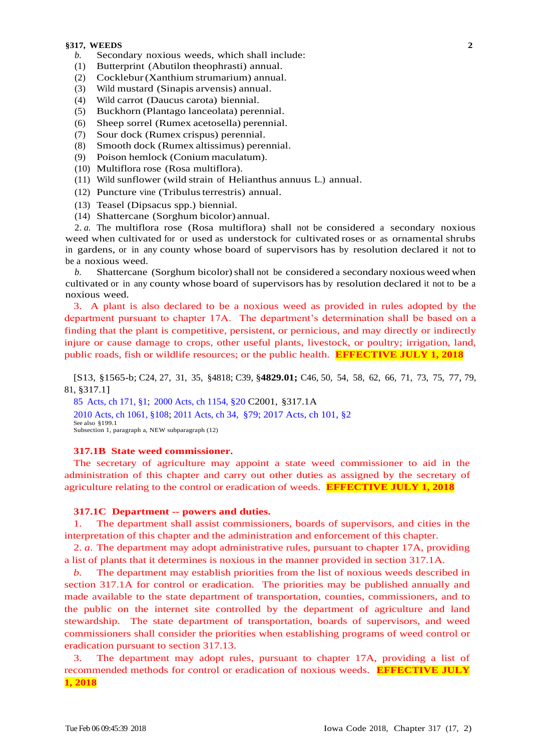*b.* Secondary noxious weeds, which shall include:

(1) Butterprint (Abutilon theophrasti) annual.

(2) Cocklebur (Xanthium strumarium) annual.

(3) Wild mustard (Sinapis arvensis) annual.

(4) Wild carrot (Daucus carota) biennial.

(5) Buckhorn (Plantago lanceolata) perennial.

(6) Sheep sorrel (Rumex acetosella) perennial.

(7) Sour dock (Rumex crispus) perennial.

(8) Smooth dock (Rumex altissimus) perennial.

(9) Poison hemlock (Conium maculatum).

(10) Multiflora rose (Rosa multiflora).

(11) Wild sunflower (wild strain of Helianthus annuus L.) annual.

(12) Puncture vine (Tribulus terrestris) annual.

(13) Teasel (Dipsacus spp.) biennial.

(14) Shattercane (Sorghum bicolor) annual.

2. *a.* The multiflora rose (Rosa multiflora) shall not be considered a secondary noxious weed when cultivated for or used as understock for cultivated roses or as ornamental shrubs in gardens, or in any county whose board of supervisors has by resolution declared it not to be a noxious weed.

*b.* Shattercane (Sorghum bicolor) shall not be considered a secondary noxious weed when cultivated or in any county whose board of supervisors has by resolution declared it not to be a noxious weed.

3. A plant is also declared to be a noxious weed as provided in rules adopted by the department pursuant to chapter 17A. The department's determination shall be based on a finding that the plant is competitive, persistent, or pernicious, and may directly or indirectly injure or cause damage to crops, other useful plants, livestock, or poultry; irrigation, land, public roads, fish or wildlife resources; or the public health. **EFFECTIVE JULY 1, 2018**

[S13, §1565-b; C24, 27, 31, 35, §4818; C39, §**4829.01;** C46, 50, 54, 58, 62, 66, 71, 73, 75, 77, 79, 81, §317.1]

85 Acts, ch 171, §1; 2000 Acts, ch 1154, §20 C2001, §317.1A

2010 Acts, ch 1061, §108; 2011 Acts, ch 34, §79; 2017 Acts, ch 101, §2

See also §199.1

Subsection 1, paragraph a, NEW subparagraph (12)

### 317.1B State weed commissioner.

The secretary of agriculture may appoint a state weed commissioner to aid in the administration of this chapter and carry out other duties as assigned by the secretary of agriculture relating to the control or eradication of weeds. **EFFECTIVE JULY 1, 2018**

### 317.1C Department -- powers and duties.

1. The department shall assist commissioners, boards of supervisors, and cities in the interpretation of this chapter and the administration and enforcement of this chapter.

2. *a.* The department may adopt administrative rules, pursuant to chapter 17A, providing a list of plants that it determines is noxious in the manner provided in section 317.1A.

*b.* The department may establish priorities from the list of noxious weeds described in section 317.1A for control or eradication. The priorities may be published annually and made available to the state department of transportation, counties, commissioners, and to the public on the internet site controlled by the department of agriculture and land stewardship. The state department of transportation, boards of supervisors, and weed commissioners shall consider the priorities when establishing programs of weed control or eradication pursuant to section 317.13.

3. The department may adopt rules, pursuant to chapter 17A, providing a list of recommended methods for control or eradication of noxious weeds. **EFFECTIVE JULY 1, 2018**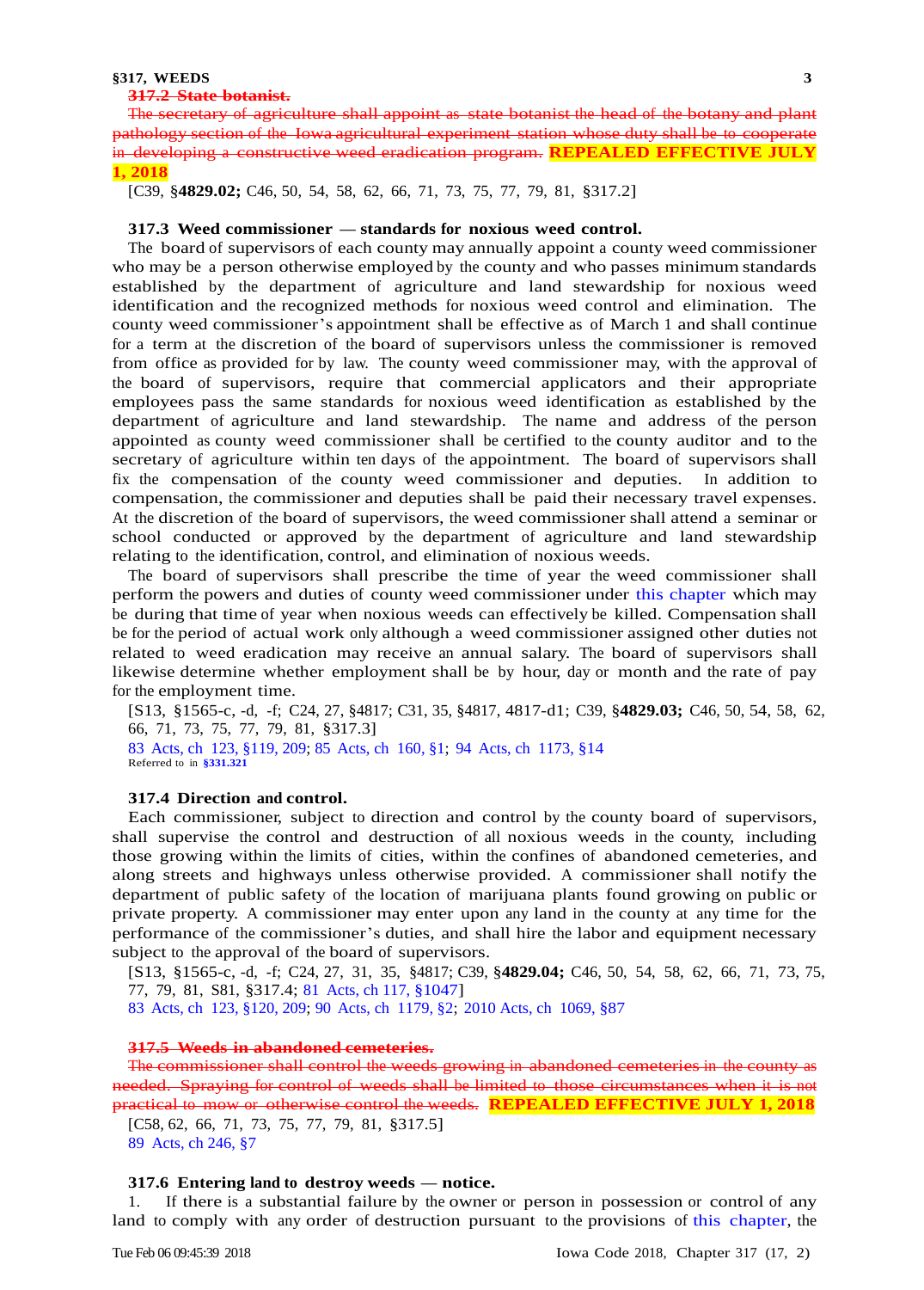**317.2 State botanist.**

~~The secretary of agriculture shall appoint as state botanist the head of the botany and plant pathology section of the Iowa agricultural experiment station whose duty shall be to cooperate in developing a constructive weed eradication program.~~ **REPEALED EFFECTIVE JULY 1, 2018**

[C39, §**4829.02;** C46, 50, 54, 58, 62, 66, 71, 73, 75, 77, 79, 81, §317.2]

**317.3 Weed commissioner — standards for noxious weed control.**

The board of supervisors of each county may annually appoint a county weed commissioner who may be a person otherwise employed by the county and who passes minimum standards established by the department of agriculture and land stewardship for noxious weed identification and the recognized methods for noxious weed control and elimination. The county weed commissioner's appointment shall be effective as of March 1 and shall continue for a term at the discretion of the board of supervisors unless the commissioner is removed from office as provided for by law. The county weed commissioner may, with the approval of the board of supervisors, require that commercial applicators and their appropriate employees pass the same standards for noxious weed identification as established by the department of agriculture and land stewardship. The name and address of the person appointed as county weed commissioner shall be certified to the county auditor and to the secretary of agriculture within ten days of the appointment. The board of supervisors shall fix the compensation of the county weed commissioner and deputies. In addition to compensation, the commissioner and deputies shall be paid their necessary travel expenses. At the discretion of the board of supervisors, the weed commissioner shall attend a seminar or school conducted or approved by the department of agriculture and land stewardship relating to the identification, control, and elimination of noxious weeds.

The board of supervisors shall prescribe the time of year the weed commissioner shall perform the powers and duties of county weed commissioner under this chapter which may be during that time of year when noxious weeds can effectively be killed. Compensation shall be for the period of actual work only although a weed commissioner assigned other duties not related to weed eradication may receive an annual salary. The board of supervisors shall likewise determine whether employment shall be by hour, day or month and the rate of pay for the employment time.

[S13, §1565-c, -d, -f; C24, 27, §4817; C31, 35, §4817, 4817-d1; C39, §**4829.03;** C46, 50, 54, 58, 62, 66, 71, 73, 75, 77, 79, 81, §317.3]

83 Acts, ch 123, §119, 209; 85 Acts, ch 160, §1; 94 Acts, ch 1173, §14

Referred to in **§331.321**

**317.4 Direction and control.**

Each commissioner, subject to direction and control by the county board of supervisors, shall supervise the control and destruction of all noxious weeds in the county, including those growing within the limits of cities, within the confines of abandoned cemeteries, and along streets and highways unless otherwise provided. A commissioner shall notify the department of public safety of the location of marijuana plants found growing on public or private property. A commissioner may enter upon any land in the county at any time for the performance of the commissioner's duties, and shall hire the labor and equipment necessary subject to the approval of the board of supervisors.

[S13, §1565-c, -d, -f; C24, 27, 31, 35, §4817; C39, §**4829.04;** C46, 50, 54, 58, 62, 66, 71, 73, 75, 77, 79, 81, S81, §317.4; 81 Acts, ch 117, §1047]

83 Acts, ch 123, §120, 209; 90 Acts, ch 1179, §2; 2010 Acts, ch 1069, §87

**317.5 Weeds in abandoned cemeteries.**

~~The commissioner shall control the weeds growing in abandoned cemeteries in the county as needed. Spraying for control of weeds shall be limited to those circumstances when it is not practical to mow or otherwise control the weeds.~~ **REPEALED EFFECTIVE JULY 1, 2018**

[C58, 62, 66, 71, 73, 75, 77, 79, 81, §317.5]

89 Acts, ch 246, §7

**317.6 Entering land to destroy weeds — notice.**

1. If there is a substantial failure by the owner or person in possession or control of any land to comply with any order of destruction pursuant to the provisions of this chapter, the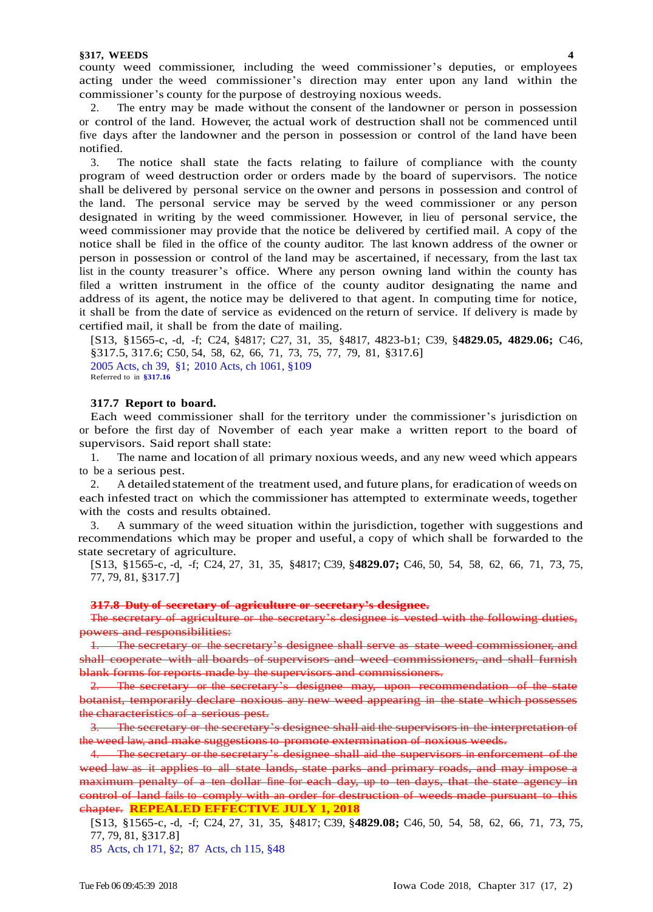county weed commissioner, including the weed commissioner's deputies, or employees acting under the weed commissioner's direction may enter upon any land within the commissioner's county for the purpose of destroying noxious weeds.

2. The entry may be made without the consent of the landowner or person in possession or control of the land. However, the actual work of destruction shall not be commenced until five days after the landowner and the person in possession or control of the land have been notified.

3. The notice shall state the facts relating to failure of compliance with the county program of weed destruction order or orders made by the board of supervisors. The notice shall be delivered by personal service on the owner and persons in possession and control of the land. The personal service may be served by the weed commissioner or any person designated in writing by the weed commissioner. However, in lieu of personal service, the weed commissioner may provide that the notice be delivered by certified mail. A copy of the notice shall be filed in the office of the county auditor. The last known address of the owner or person in possession or control of the land may be ascertained, if necessary, from the last tax list in the county treasurer's office. Where any person owning land within the county has filed a written instrument in the office of the county auditor designating the name and address of its agent, the notice may be delivered to that agent. In computing time for notice, it shall be from the date of service as evidenced on the return of service. If delivery is made by certified mail, it shall be from the date of mailing.

[S13, §1565-c, -d, -f; C24, §4817; C27, 31, 35, §4817, 4823-b1; C39, §**4829.05, 4829.06;** C46, §317.5, 317.6; C50, 54, 58, 62, 66, 71, 73, 75, 77, 79, 81, §317.6]

2005 Acts, ch 39, §1; 2010 Acts, ch 1061, §109

Referred to in **§317.16**

### 317.7 Report to board.

Each weed commissioner shall for the territory under the commissioner's jurisdiction on or before the first day of November of each year make a written report to the board of supervisors. Said report shall state:

1. The name and location of all primary noxious weeds, and any new weed which appears to be a serious pest.

2. A detailed statement of the treatment used, and future plans, for eradication of weeds on each infested tract on which the commissioner has attempted to exterminate weeds, together with the costs and results obtained.

3. A summary of the weed situation within the jurisdiction, together with suggestions and recommendations which may be proper and useful, a copy of which shall be forwarded to the state secretary of agriculture.

[S13, §1565-c, -d, -f; C24, 27, 31, 35, §4817; C39, §**4829.07;** C46, 50, 54, 58, 62, 66, 71, 73, 75, 77, 79, 81, §317.7]

### ~~317.8 Duty of secretary of agriculture or secretary's designee.~~

~~The secretary of agriculture or the secretary's designee is vested with the following duties, powers and responsibilities:~~

~~1. The secretary or the secretary's designee shall serve as state weed commissioner, and shall cooperate with all boards of supervisors and weed commissioners, and shall furnish blank forms for reports made by the supervisors and commissioners.~~

~~2. The secretary or the secretary's designee may, upon recommendation of the state botanist, temporarily declare noxious any new weed appearing in the state which possesses the characteristics of a serious pest.~~

~~3. The secretary or the secretary's designee shall aid the supervisors in the interpretation of the weed law, and make suggestions to promote extermination of noxious weeds.~~

~~4. The secretary or the secretary's designee shall aid the supervisors in enforcement of the weed law as it applies to all state lands, state parks and primary roads, and may impose a maximum penalty of a ten dollar fine for each day, up to ten days, that the state agency in control of land fails to comply with an order for destruction of weeds made pursuant to this chapter.~~ **REPEALED EFFECTIVE JULY 1, 2018**

[S13, §1565-c, -d, -f; C24, 27, 31, 35, §4817; C39, §**4829.08;** C46, 50, 54, 58, 62, 66, 71, 73, 75, 77, 79, 81, §317.8]

85 Acts, ch 171, §2; 87 Acts, ch 115, §48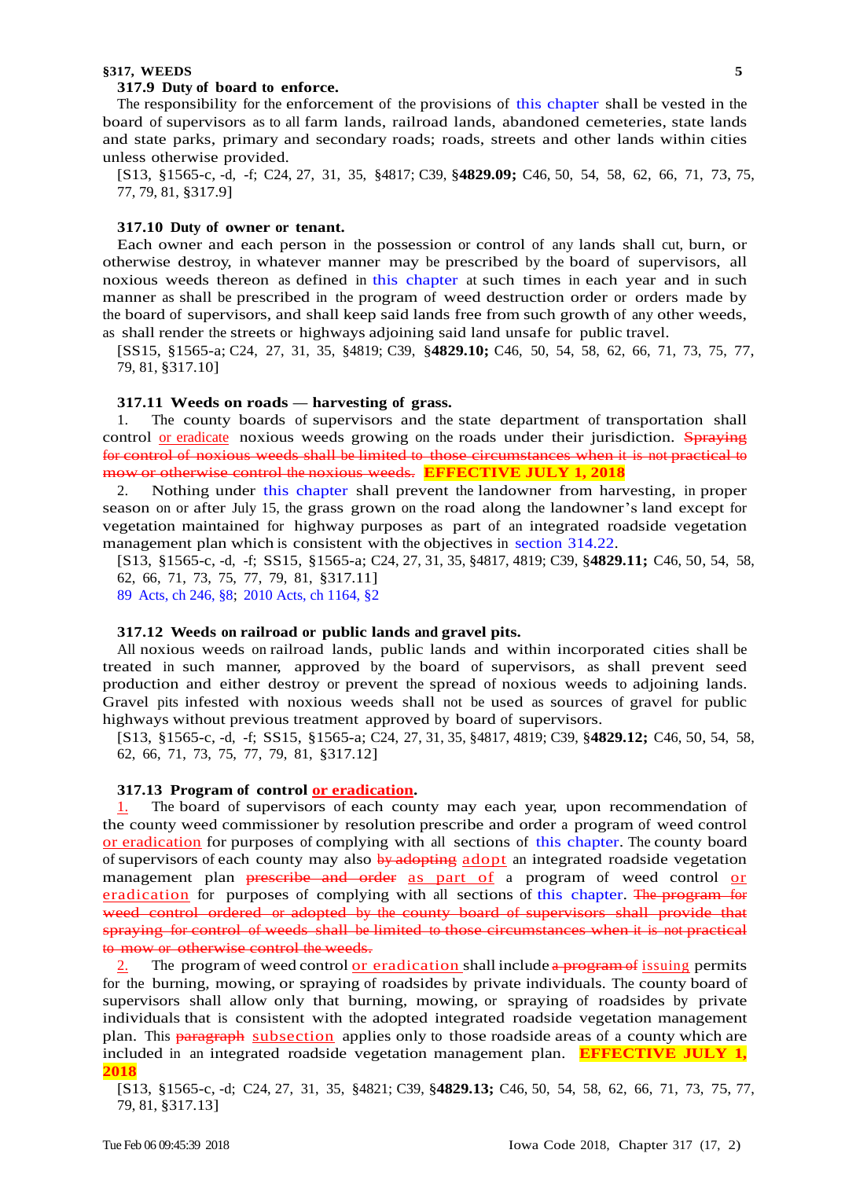**317.9 Duty of board to enforce.**

The responsibility for the enforcement of the provisions of this chapter shall be vested in the board of supervisors as to all farm lands, railroad lands, abandoned cemeteries, state lands and state parks, primary and secondary roads; roads, streets and other lands within cities unless otherwise provided.

[S13, §1565-c, -d, -f; C24, 27, 31, 35, §4817; C39, §**4829.09;** C46, 50, 54, 58, 62, 66, 71, 73, 75, 77, 79, 81, §317.9]

**317.10 Duty of owner or tenant.**

Each owner and each person in the possession or control of any lands shall cut, burn, or otherwise destroy, in whatever manner may be prescribed by the board of supervisors, all noxious weeds thereon as defined in this chapter at such times in each year and in such manner as shall be prescribed in the program of weed destruction order or orders made by the board of supervisors, and shall keep said lands free from such growth of any other weeds, as shall render the streets or highways adjoining said land unsafe for public travel.

[SS15, §1565-a; C24, 27, 31, 35, §4819; C39, §**4829.10;** C46, 50, 54, 58, 62, 66, 71, 73, 75, 77, 79, 81, §317.10]

**317.11 Weeds on roads — harvesting of grass.**

1. The county boards of supervisors and the state department of transportation shall control or eradicate noxious weeds growing on the roads under their jurisdiction. ~~Spraying for control of noxious weeds shall be limited to those circumstances when it is not practical to mow or otherwise control the noxious weeds.~~ **EFFECTIVE JULY 1, 2018**

2. Nothing under this chapter shall prevent the landowner from harvesting, in proper season on or after July 15, the grass grown on the road along the landowner's land except for vegetation maintained for highway purposes as part of an integrated roadside vegetation management plan which is consistent with the objectives in section 314.22.

[S13, §1565-c, -d, -f; SS15, §1565-a; C24, 27, 31, 35, §4817, 4819; C39, §**4829.11;** C46, 50, 54, 58, 62, 66, 71, 73, 75, 77, 79, 81, §317.11]

89 Acts, ch 246, §8; 2010 Acts, ch 1164, §2

**317.12 Weeds on railroad or public lands and gravel pits.**

All noxious weeds on railroad lands, public lands and within incorporated cities shall be treated in such manner, approved by the board of supervisors, as shall prevent seed production and either destroy or prevent the spread of noxious weeds to adjoining lands. Gravel pits infested with noxious weeds shall not be used as sources of gravel for public highways without previous treatment approved by board of supervisors.

[S13, §1565-c, -d, -f; SS15, §1565-a; C24, 27, 31, 35, §4817, 4819; C39, §**4829.12;** C46, 50, 54, 58, 62, 66, 71, 73, 75, 77, 79, 81, §317.12]

**317.13 Program of control or eradication.**

1. The board of supervisors of each county may each year, upon recommendation of the county weed commissioner by resolution prescribe and order a program of weed control or eradication for purposes of complying with all sections of this chapter. The county board of supervisors of each county may also ~~by adopting~~ adopt an integrated roadside vegetation management plan ~~prescribe and order~~ as part of a program of weed control or eradication for purposes of complying with all sections of this chapter. ~~The program for weed control ordered or adopted by the county board of supervisors shall provide that spraying for control of weeds shall be limited to those circumstances when it is not practical to mow or otherwise control the weeds.~~

2. The program of weed control or eradication shall include ~~a program of~~ issuing permits for the burning, mowing, or spraying of roadsides by private individuals. The county board of supervisors shall allow only that burning, mowing, or spraying of roadsides by private individuals that is consistent with the adopted integrated roadside vegetation management plan. This ~~paragraph~~ subsection applies only to those roadside areas of a county which are included in an integrated roadside vegetation management plan. **EFFECTIVE JULY 1, 2018**

[S13, §1565-c, -d; C24, 27, 31, 35, §4821; C39, §**4829.13;** C46, 50, 54, 58, 62, 66, 71, 73, 75, 77, 79, 81, §317.13]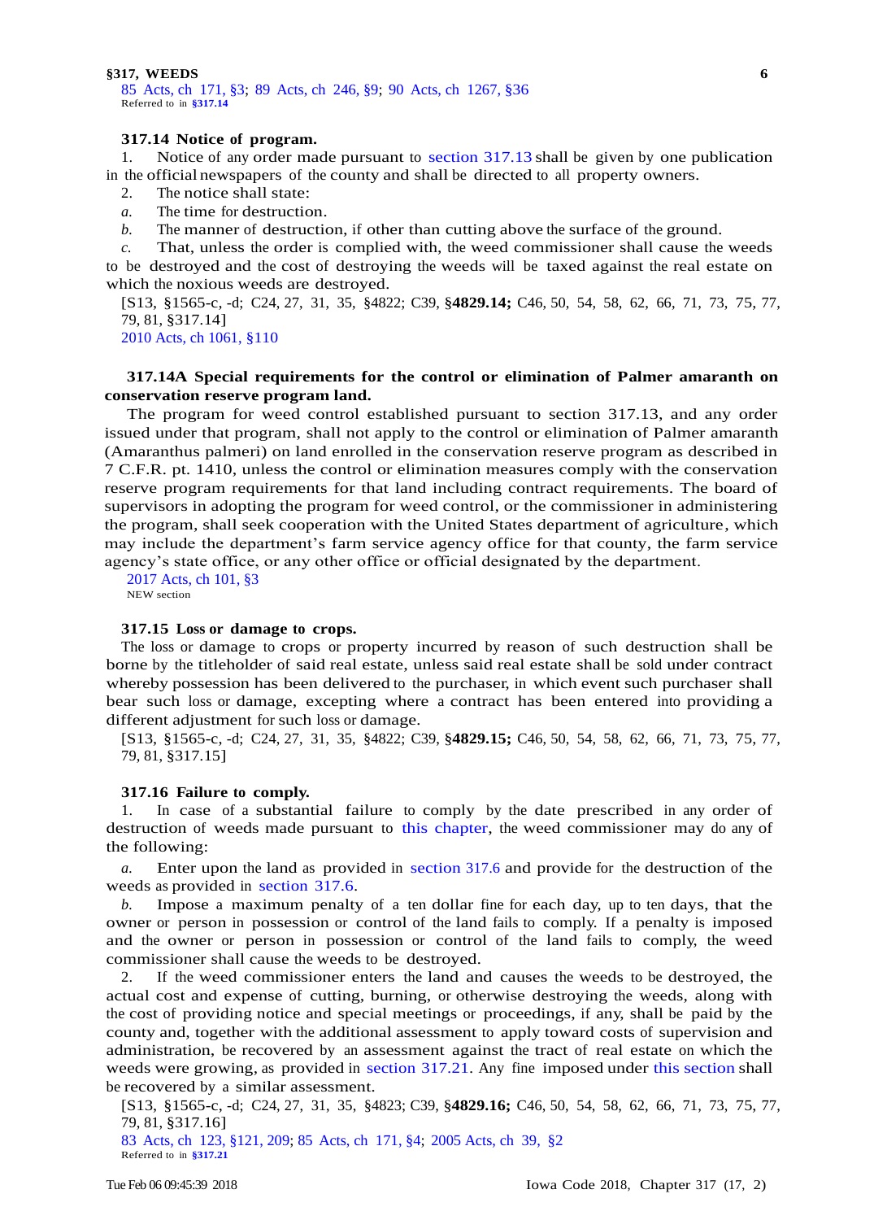85 Acts, ch 171, §3; 89 Acts, ch 246, §9; 90 Acts, ch 1267, §36
Referred to in §317.14

**317.14 Notice of program.**

1. Notice of any order made pursuant to section 317.13 shall be given by one publication in the official newspapers of the county and shall be directed to all property owners.

2. The notice shall state:

*a.* The time for destruction.

*b.* The manner of destruction, if other than cutting above the surface of the ground.

*c.* That, unless the order is complied with, the weed commissioner shall cause the weeds to be destroyed and the cost of destroying the weeds will be taxed against the real estate on which the noxious weeds are destroyed.

[S13, §1565-c, -d; C24, 27, 31, 35, §4822; C39, §**4829.14;** C46, 50, 54, 58, 62, 66, 71, 73, 75, 77, 79, 81, §317.14]

2010 Acts, ch 1061, §110

**317.14A Special requirements for the control or elimination of Palmer amaranth on conservation reserve program land.**

The program for weed control established pursuant to section 317.13, and any order issued under that program, shall not apply to the control or elimination of Palmer amaranth (Amaranthus palmeri) on land enrolled in the conservation reserve program as described in 7 C.F.R. pt. 1410, unless the control or elimination measures comply with the conservation reserve program requirements for that land including contract requirements. The board of supervisors in adopting the program for weed control, or the commissioner in administering the program, shall seek cooperation with the United States department of agriculture, which may include the department's farm service agency office for that county, the farm service agency's state office, or any other office or official designated by the department.

2017 Acts, ch 101, §3
NEW section

**317.15 Loss or damage to crops.**

The loss or damage to crops or property incurred by reason of such destruction shall be borne by the titleholder of said real estate, unless said real estate shall be sold under contract whereby possession has been delivered to the purchaser, in which event such purchaser shall bear such loss or damage, excepting where a contract has been entered into providing a different adjustment for such loss or damage.

[S13, §1565-c, -d; C24, 27, 31, 35, §4822; C39, §**4829.15;** C46, 50, 54, 58, 62, 66, 71, 73, 75, 77, 79, 81, §317.15]

**317.16 Failure to comply.**

1. In case of a substantial failure to comply by the date prescribed in any order of destruction of weeds made pursuant to this chapter, the weed commissioner may do any of the following:

*a.* Enter upon the land as provided in section 317.6 and provide for the destruction of the weeds as provided in section 317.6.

*b.* Impose a maximum penalty of a ten dollar fine for each day, up to ten days, that the owner or person in possession or control of the land fails to comply. If a penalty is imposed and the owner or person in possession or control of the land fails to comply, the weed commissioner shall cause the weeds to be destroyed.

2. If the weed commissioner enters the land and causes the weeds to be destroyed, the actual cost and expense of cutting, burning, or otherwise destroying the weeds, along with the cost of providing notice and special meetings or proceedings, if any, shall be paid by the county and, together with the additional assessment to apply toward costs of supervision and administration, be recovered by an assessment against the tract of real estate on which the weeds were growing, as provided in section 317.21. Any fine imposed under this section shall be recovered by a similar assessment.

[S13, §1565-c, -d; C24, 27, 31, 35, §4823; C39, §**4829.16;** C46, 50, 54, 58, 62, 66, 71, 73, 75, 77, 79, 81, §317.16]

83 Acts, ch 123, §121, 209; 85 Acts, ch 171, §4; 2005 Acts, ch 39, §2
Referred to in §317.21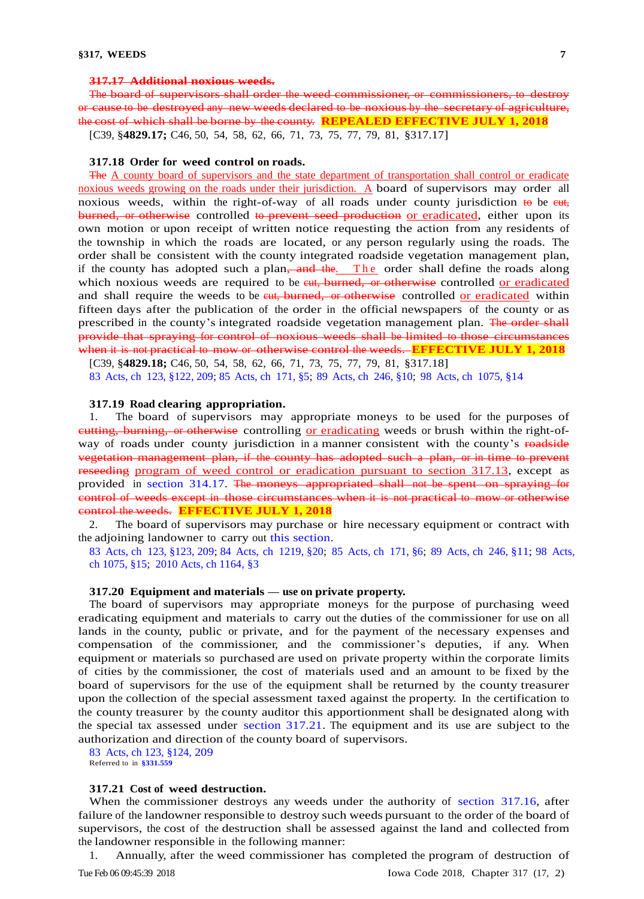**317.17 Additional noxious weeds.**

~~The board of supervisors shall order the weed commissioner, or commissioners, to destroy or cause to be destroyed any new weeds declared to be noxious by the secretary of agriculture, the cost of which shall be borne by the county.~~ **REPEALED EFFECTIVE JULY 1, 2018**

[C39, §**4829.17;** C46, 50, 54, 58, 62, 66, 71, 73, 75, 77, 79, 81, §317.17]

**317.18 Order for weed control on roads.**

~~The~~ A county board of supervisors and the state department of transportation shall control or eradicate noxious weeds growing on the roads under their jurisdiction. A board of supervisors may order all noxious weeds, within the right-of-way of all roads under county jurisdiction ~~to~~ be ~~cut, burned, or otherwise~~ controlled ~~to prevent seed production~~ or eradicated, either upon its own motion or upon receipt of written notice requesting the action from any residents of the township in which the roads are located, or any person regularly using the roads. The order shall be consistent with the county integrated roadside vegetation management plan, if the county has adopted such a plan~~, and the~~. The order shall define the roads along which noxious weeds are required to be ~~cut, burned, or otherwise~~ controlled or eradicated and shall require the weeds to be ~~cut, burned, or otherwise~~ controlled or eradicated within fifteen days after the publication of the order in the official newspapers of the county or as prescribed in the county's integrated roadside vegetation management plan. ~~The order shall provide that spraying for control of noxious weeds shall be limited to those circumstances when it is not practical to mow or otherwise control the weeds.~~ **EFFECTIVE JULY 1, 2018**

[C39, §**4829.18;** C46, 50, 54, 58, 62, 66, 71, 73, 75, 77, 79, 81, §317.18]

83 Acts, ch 123, §122, 209; 85 Acts, ch 171, §5; 89 Acts, ch 246, §10; 98 Acts, ch 1075, §14

**317.19 Road clearing appropriation.**

1. The board of supervisors may appropriate moneys to be used for the purposes of ~~cutting, burning, or otherwise~~ controlling or eradicating weeds or brush within the right-of-way of roads under county jurisdiction in a manner consistent with the county's ~~roadside vegetation management plan, if the county has adopted such a plan, or in time to prevent reseeding~~ program of weed control or eradication pursuant to section 317.13, except as provided in section 314.17. ~~The moneys appropriated shall not be spent on spraying for control of weeds except in those circumstances when it is not practical to mow or otherwise control the weeds.~~ **EFFECTIVE JULY 1, 2018**

2. The board of supervisors may purchase or hire necessary equipment or contract with the adjoining landowner to carry out this section.

83 Acts, ch 123, §123, 209; 84 Acts, ch 1219, §20; 85 Acts, ch 171, §6; 89 Acts, ch 246, §11; 98 Acts, ch 1075, §15; 2010 Acts, ch 1164, §3

**317.20 Equipment and materials — use on private property.**

The board of supervisors may appropriate moneys for the purpose of purchasing weed eradicating equipment and materials to carry out the duties of the commissioner for use on all lands in the county, public or private, and for the payment of the necessary expenses and compensation of the commissioner, and the commissioner's deputies, if any. When equipment or materials so purchased are used on private property within the corporate limits of cities by the commissioner, the cost of materials used and an amount to be fixed by the board of supervisors for the use of the equipment shall be returned by the county treasurer upon the collection of the special assessment taxed against the property. In the certification to the county treasurer by the county auditor this apportionment shall be designated along with the special tax assessed under section 317.21. The equipment and its use are subject to the authorization and direction of the county board of supervisors.

83 Acts, ch 123, §124, 209

Referred to in **§331.559**

**317.21 Cost of weed destruction.**

When the commissioner destroys any weeds under the authority of section 317.16, after failure of the landowner responsible to destroy such weeds pursuant to the order of the board of supervisors, the cost of the destruction shall be assessed against the land and collected from the landowner responsible in the following manner:

1. Annually, after the weed commissioner has completed the program of destruction of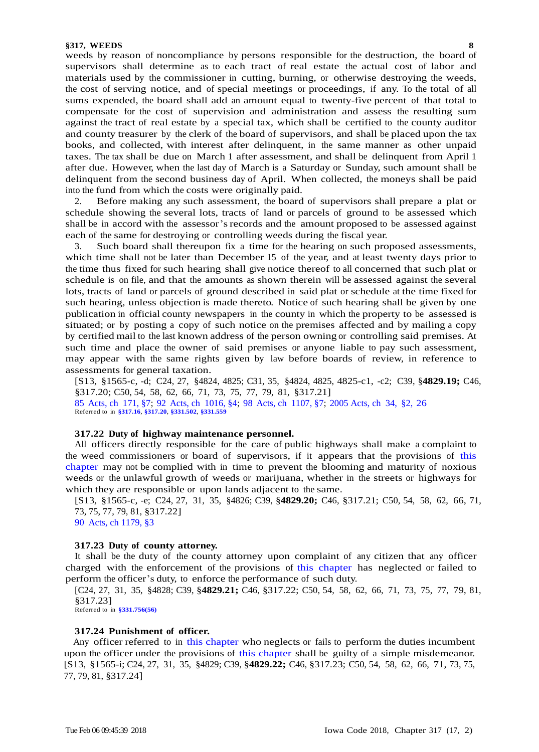weeds by reason of noncompliance by persons responsible for the destruction, the board of supervisors shall determine as to each tract of real estate the actual cost of labor and materials used by the commissioner in cutting, burning, or otherwise destroying the weeds, the cost of serving notice, and of special meetings or proceedings, if any. To the total of all sums expended, the board shall add an amount equal to twenty-five percent of that total to compensate for the cost of supervision and administration and assess the resulting sum against the tract of real estate by a special tax, which shall be certified to the county auditor and county treasurer by the clerk of the board of supervisors, and shall be placed upon the tax books, and collected, with interest after delinquent, in the same manner as other unpaid taxes. The tax shall be due on March 1 after assessment, and shall be delinquent from April 1 after due. However, when the last day of March is a Saturday or Sunday, such amount shall be delinquent from the second business day of April. When collected, the moneys shall be paid into the fund from which the costs were originally paid.

2. Before making any such assessment, the board of supervisors shall prepare a plat or schedule showing the several lots, tracts of land or parcels of ground to be assessed which shall be in accord with the assessor's records and the amount proposed to be assessed against each of the same for destroying or controlling weeds during the fiscal year.

3. Such board shall thereupon fix a time for the hearing on such proposed assessments, which time shall not be later than December 15 of the year, and at least twenty days prior to the time thus fixed for such hearing shall give notice thereof to all concerned that such plat or schedule is on file, and that the amounts as shown therein will be assessed against the several lots, tracts of land or parcels of ground described in said plat or schedule at the time fixed for such hearing, unless objection is made thereto. Notice of such hearing shall be given by one publication in official county newspapers in the county in which the property to be assessed is situated; or by posting a copy of such notice on the premises affected and by mailing a copy by certified mail to the last known address of the person owning or controlling said premises. At such time and place the owner of said premises or anyone liable to pay such assessment, may appear with the same rights given by law before boards of review, in reference to assessments for general taxation.

[S13, §1565-c, -d; C24, 27, §4824, 4825; C31, 35, §4824, 4825, 4825-c1, -c2; C39, §**4829.19;** C46, §317.20; C50, 54, 58, 62, 66, 71, 73, 75, 77, 79, 81, §317.21]

85 Acts, ch 171, §7; 92 Acts, ch 1016, §4; 98 Acts, ch 1107, §7; 2005 Acts, ch 34, §2, 26

Referred to in **§317.16**, **§317.20**, **§331.502**, **§331.559**

### 317.22 Duty of highway maintenance personnel.

All officers directly responsible for the care of public highways shall make a complaint to the weed commissioners or board of supervisors, if it appears that the provisions of this chapter may not be complied with in time to prevent the blooming and maturity of noxious weeds or the unlawful growth of weeds or marijuana, whether in the streets or highways for which they are responsible or upon lands adjacent to the same.

[S13, §1565-c, -e; C24, 27, 31, 35, §4826; C39, §**4829.20;** C46, §317.21; C50, 54, 58, 62, 66, 71, 73, 75, 77, 79, 81, §317.22]

90 Acts, ch 1179, §3

### 317.23 Duty of county attorney.

It shall be the duty of the county attorney upon complaint of any citizen that any officer charged with the enforcement of the provisions of this chapter has neglected or failed to perform the officer's duty, to enforce the performance of such duty.

[C24, 27, 31, 35, §4828; C39, §**4829.21;** C46, §317.22; C50, 54, 58, 62, 66, 71, 73, 75, 77, 79, 81, §317.23]

Referred to in **§331.756(56)**

### 317.24 Punishment of officer.

Any officer referred to in this chapter who neglects or fails to perform the duties incumbent upon the officer under the provisions of this chapter shall be guilty of a simple misdemeanor.
[S13, §1565-i; C24, 27, 31, 35, §4829; C39, §**4829.22;** C46, §317.23; C50, 54, 58, 62, 66, 71, 73, 75, 77, 79, 81, §317.24]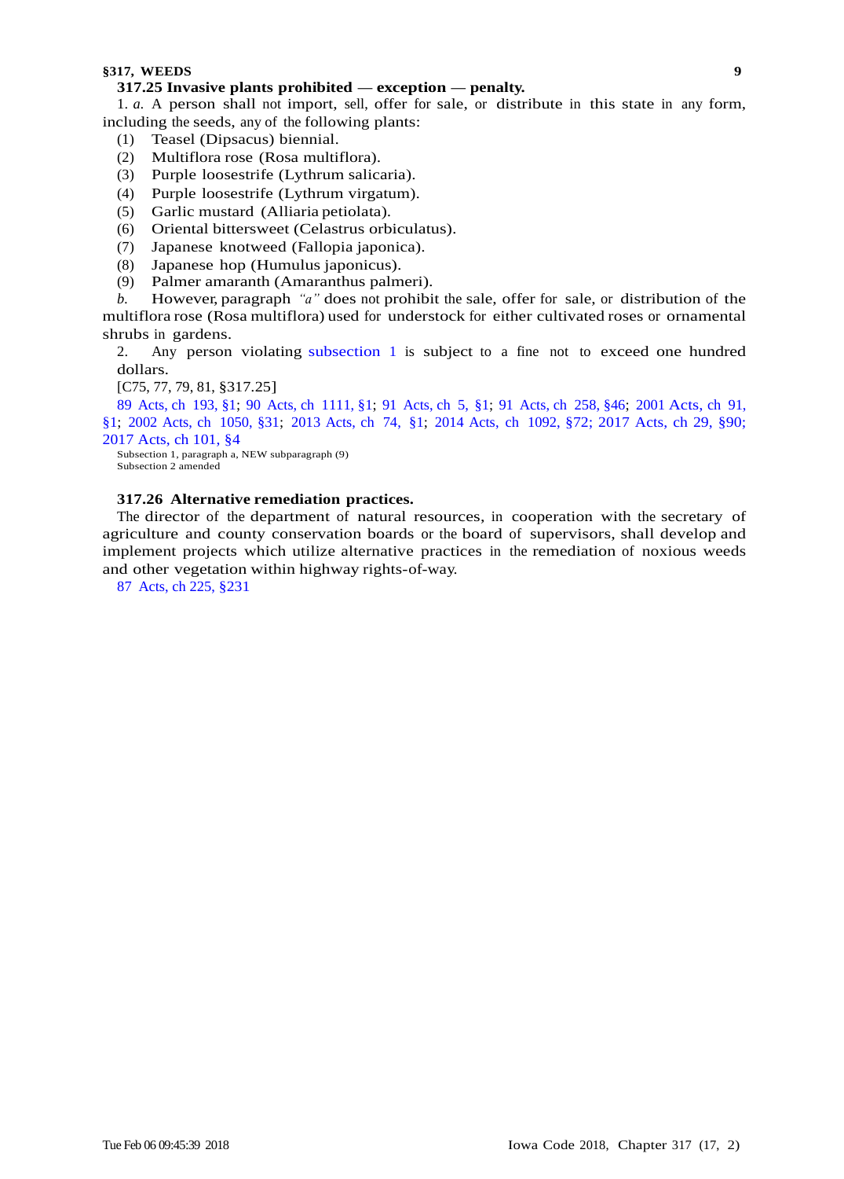### 317.25 Invasive plants prohibited — exception — penalty.

1. *a.* A person shall not import, sell, offer for sale, or distribute in this state in any form, including the seeds, any of the following plants:

(1) Teasel (Dipsacus) biennial.

(2) Multiflora rose (Rosa multiflora).

(3) Purple loosestrife (Lythrum salicaria).

(4) Purple loosestrife (Lythrum virgatum).

(5) Garlic mustard (Alliaria petiolata).

(6) Oriental bittersweet (Celastrus orbiculatus).

(7) Japanese knotweed (Fallopia japonica).

(8) Japanese hop (Humulus japonicus).

(9) Palmer amaranth (Amaranthus palmeri).

*b.* However, paragraph *"a"* does not prohibit the sale, offer for sale, or distribution of the multiflora rose (Rosa multiflora) used for understock for either cultivated roses or ornamental shrubs in gardens.

2. Any person violating subsection 1 is subject to a fine not to exceed one hundred dollars.

[C75, 77, 79, 81, §317.25]

89 Acts, ch 193, §1; 90 Acts, ch 1111, §1; 91 Acts, ch 5, §1; 91 Acts, ch 258, §46; 2001 Acts, ch 91, §1; 2002 Acts, ch 1050, §31; 2013 Acts, ch 74, §1; 2014 Acts, ch 1092, §72; 2017 Acts, ch 29, §90; 2017 Acts, ch 101, §4

Subsection 1, paragraph a, NEW subparagraph (9)
Subsection 2 amended

### 317.26 Alternative remediation practices.

The director of the department of natural resources, in cooperation with the secretary of agriculture and county conservation boards or the board of supervisors, shall develop and implement projects which utilize alternative practices in the remediation of noxious weeds and other vegetation within highway rights-of-way.

87 Acts, ch 225, §231